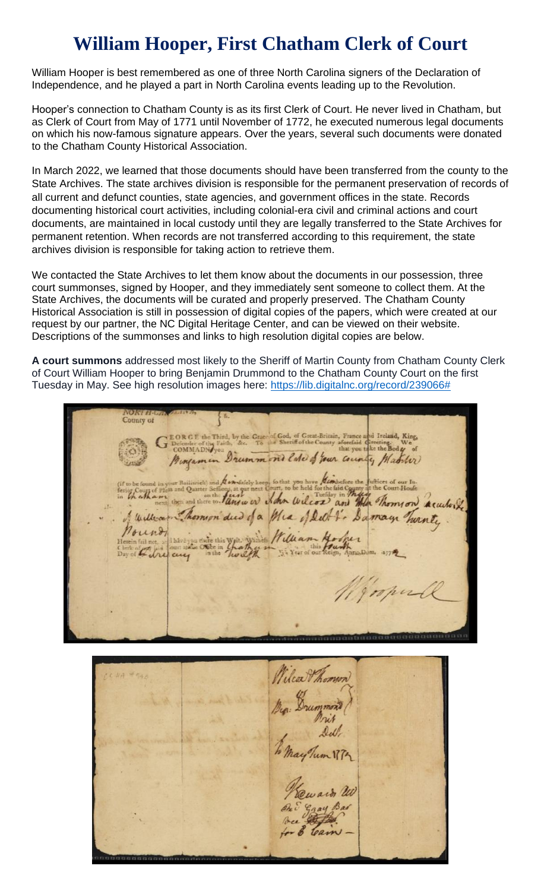# William Hooper, First Chatham Clerk of Court

William Hooper is best remembered as one of three North Carolina signers of the Declaration of Independence, and he played a part in North Carolina events leading up to the Revolution.

Hooper's connection to Chatham County is as its first Clerk of Court. He never lived in Chatham, but as Clerk of Court from May of 1771 until November of 1772, he executed numerous legal documents on which his now-famous signature appears. Over the years, several such documents were donated to the Chatham County Historical Association.

In March 2022, we learned that those documents should have been transferred from the county to the State Archives. The state archives division is responsible for the permanent preservation of records of all current and defunct counties, state agencies, and government offices in the state. Records documenting historical court activities, including colonial-era civil and criminal actions and court documents, are maintained in local custody until they are legally transferred to the State Archives for permanent retention. When records are not transferred according to this requirement, the state archives division is responsible for taking action to retrieve them.

We contacted the State Archives to let them know about the documents in our possession, three court summonses, signed by Hooper, and they immediately sent someone to collect them. At the State Archives, the documents will be curated and properly preserved. The Chatham County Historical Association is still in possession of digital copies of the papers, which were created at our request by our partner, the NC Digital Heritage Center, and can be viewed on their website. Descriptions of the summonses and links to high resolution digital copies are below.

**A court summons** addressed most likely to the Sheriff of Martin County from Chatham County Clerk of Court William Hooper to bring Benjamin Drummond to the Chatham County Court on the first Tuesday in May. See high resolution images here: https://lib.digitalnc.org/record/239066#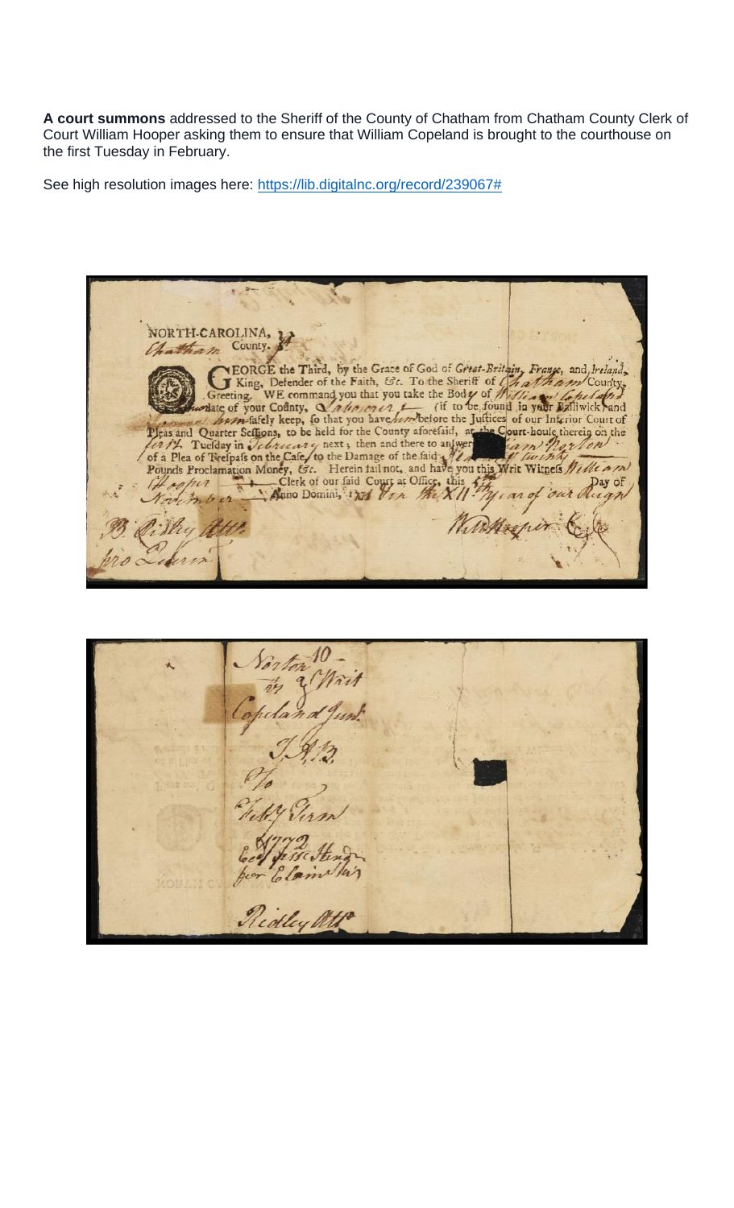**A court summons** addressed to the Sheriff of the County of Chatham from Chatham County Clerk of Court William Hooper asking them to ensure that William Copeland is brought to the courthouse on the first Tuesday in February.

See high resolution images here: https://lib.digitalnc.org/record/239067#

NORTH-CAROLINA,
Chatham County.

GEORGE the Third, by the Grace of God of Great-Britain, France, and Ireland, King, Defender of the Faith, &c. To the Sheriff of Chatham County, Greeting. WE command you that you take the Body of William Copeland late of your County, Labourer (if to be found in your Bailiwick) and him safely keep, so that you have him before the Justices of our Inferior Court of Pleas and Quarter Sessions, to be held for the County aforesaid, at the Court-house therein on the first Tuesday in February next; then and there to answer William Norton of a Plea of Trespass on the Case, to the Damage of the said William twenty Pounds Proclamation Money, &c. Herein fail not, and have you this Writ Witness William Hooper Clerk of our said Court at Office, this 4th Day of November Anno Domini, 1771 Ann the XII th year of our Reign

B. Ridley Atty.
pro Lubren

Wm Hooper C.C.

Norton 10 –
vs Writ
Copeland Junr.
T.R.B.
Pd
Febry Term
1772 Recd process Jury
per Clements
Ridley Atty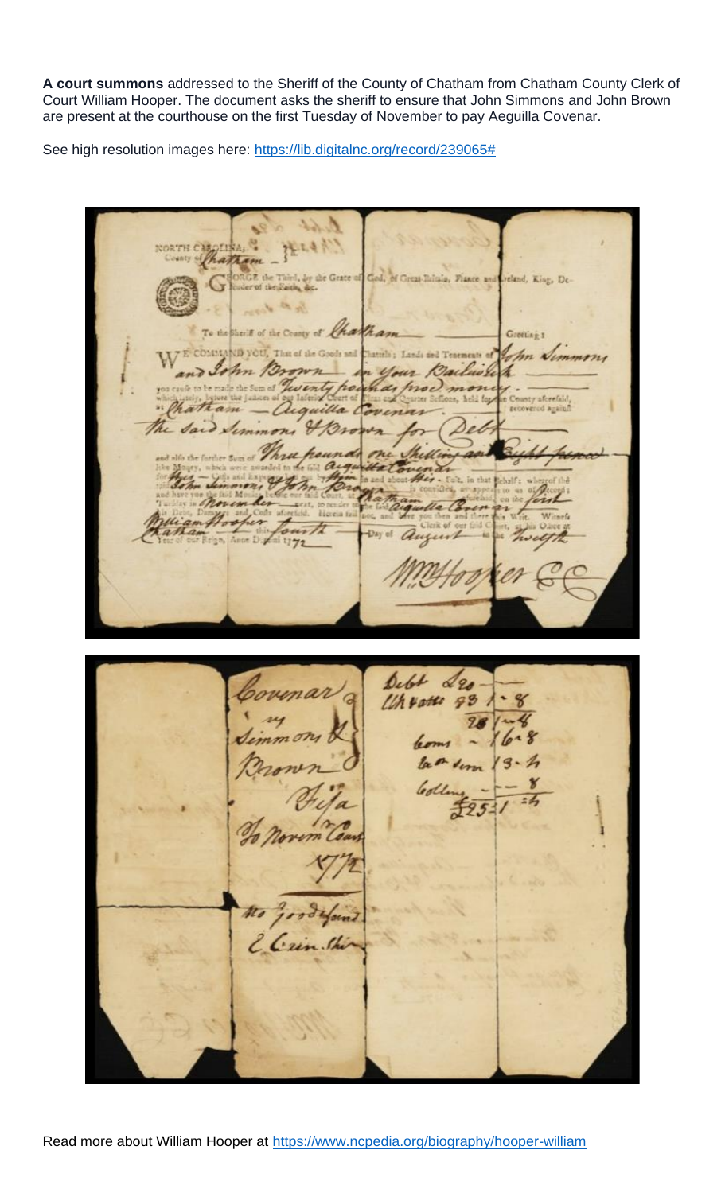**A court summons** addressed to the Sheriff of the County of Chatham from Chatham County Clerk of Court William Hooper. The document asks the sheriff to ensure that John Simmons and John Brown are present at the courthouse on the first Tuesday of November to pay Aeguilla Covenar.

See high resolution images here: https://lib.digitalnc.org/record/239065#

NORTH CAROLINA, Chatham County

GEORGE the Third, by the Grace of God, of Great-Britain, France and Ireland, King, Defender of the Faith, &c.

To the Sheriff of the County of Chatham Greeting:

WE COMMAND YOU, That of the Goods and Chattels; Lands and Tenements of John Simmons and John Brown in your Bailiwick you cause to be made the Sum of Twenty pounds proc money which lately, before the Justices of our Inferior Court of Pleas and Quarter Sessions, held for the County aforesaid, at Chatham — Aeguilla Covenar recovered against the said Simmons & Brown for Debt and also the farther Sum of Three pounds one Shilling and Eight pence like Money, which were awarded to the said Aeguilla Covenar for his Costs and Charges ... John Simmons & John Brown ... and have you the said Money before our said Court, at Chatham ... on the first Tuesday in November next, to render to the said Aeguilla Covenar his Debt, Damages and Costs aforesaid. Hereof fail not, and have you then and there this Writ. Witness William Hooper Clerk of our said Court, at his Office at Chatham this fourth Day of August in the twelfth Year of our Reign, Anno Domini 1772

Wm Hooper CC

Covenar
vs
Simmons &
Brown
Fifa
To Novem Court
1772

No goods found
E Crin Sh

Debt £20
Clk & atts £3 1 - 8
£23 1 - 4
Com - 1 6 - 8
Ex Serv 13 - 4
Colling - - 8
£25 1 - 6

Read more about William Hooper at https://www.ncpedia.org/biography/hooper-william